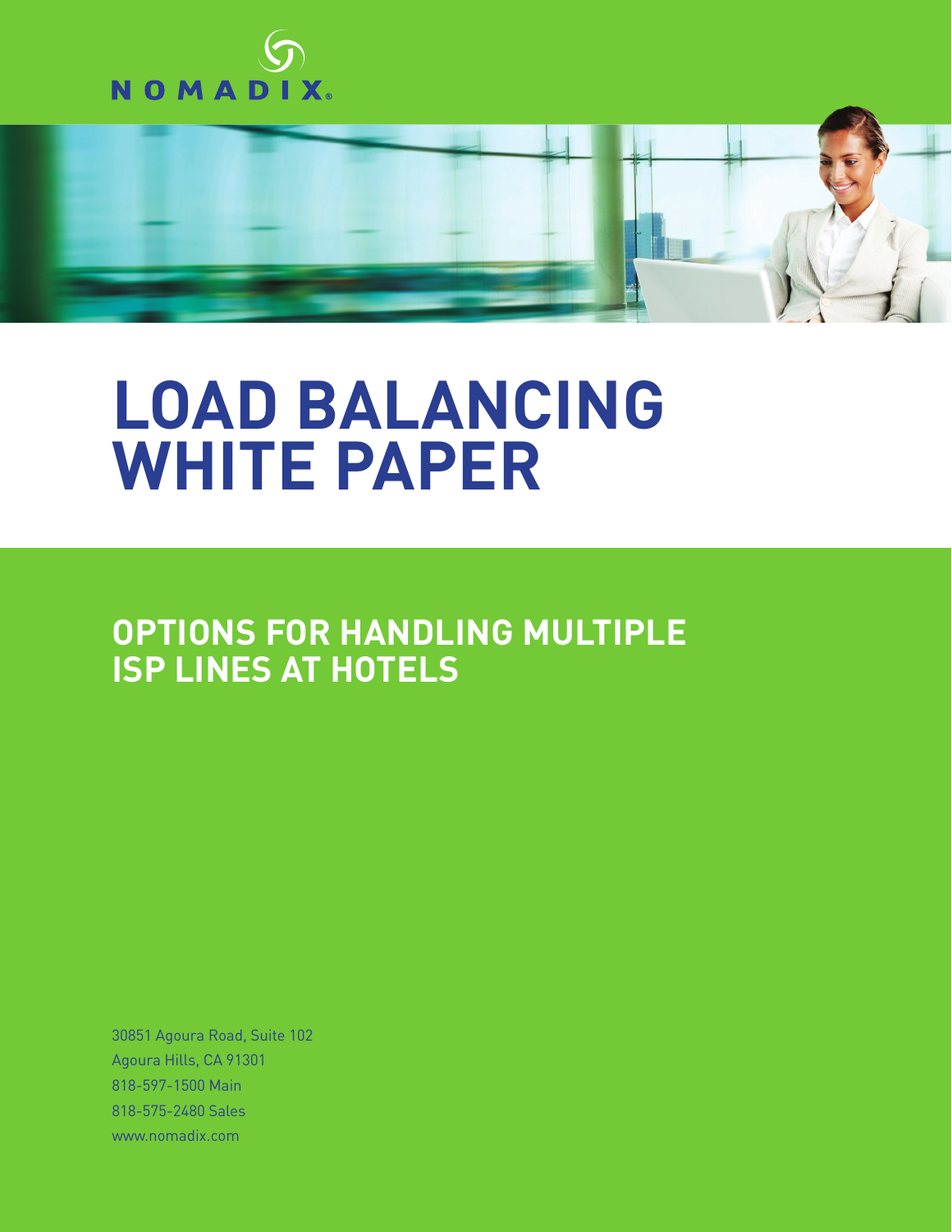NOMADIX®

# LOAD BALANCING WHITE PAPER

## OPTIONS FOR HANDLING MULTIPLE ISP LINES AT HOTELS

30851 Agoura Road, Suite 102
Agoura Hills, CA 91301
818-597-1500 Main
818-575-2480 Sales
www.nomadix.com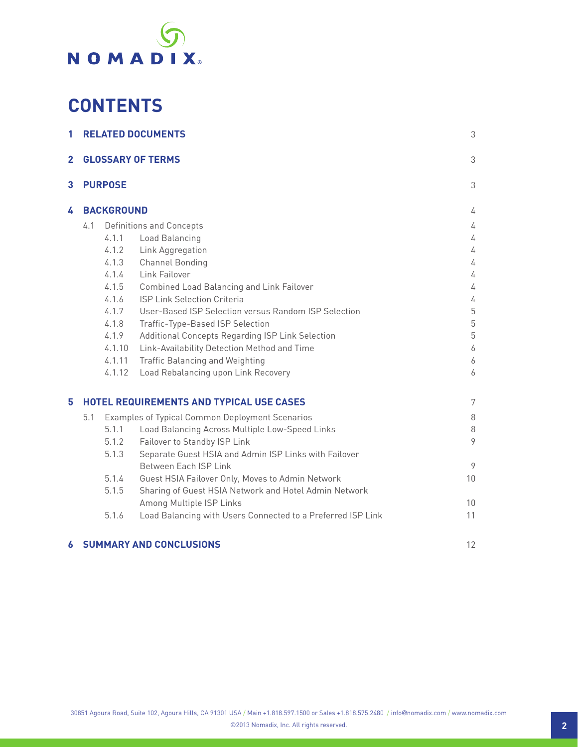# CONTENTS

| | | | |
|---|---|---|---|
| **1** | **RELATED DOCUMENTS** | | 3 |
| **2** | **GLOSSARY OF TERMS** | | 3 |
| **3** | **PURPOSE** | | 3 |
| **4** | **BACKGROUND** | | 4 |
| | 4.1 | Definitions and Concepts | 4 |
| | 4.1.1 | Load Balancing | 4 |
| | 4.1.2 | Link Aggregation | 4 |
| | 4.1.3 | Channel Bonding | 4 |
| | 4.1.4 | Link Failover | 4 |
| | 4.1.5 | Combined Load Balancing and Link Failover | 4 |
| | 4.1.6 | ISP Link Selection Criteria | 4 |
| | 4.1.7 | User-Based ISP Selection versus Random ISP Selection | 5 |
| | 4.1.8 | Traffic-Type-Based ISP Selection | 5 |
| | 4.1.9 | Additional Concepts Regarding ISP Link Selection | 5 |
| | 4.1.10 | Link-Availability Detection Method and Time | 6 |
| | 4.1.11 | Traffic Balancing and Weighting | 6 |
| | 4.1.12 | Load Rebalancing upon Link Recovery | 6 |
| **5** | **HOTEL REQUIREMENTS AND TYPICAL USE CASES** | | 7 |
| | 5.1 | Examples of Typical Common Deployment Scenarios | 8 |
| | 5.1.1 | Load Balancing Across Multiple Low-Speed Links | 8 |
| | 5.1.2 | Failover to Standby ISP Link | 9 |
| | 5.1.3 | Separate Guest HSIA and Admin ISP Links with Failover Between Each ISP Link | 9 |
| | 5.1.4 | Guest HSIA Failover Only, Moves to Admin Network | 10 |
| | 5.1.5 | Sharing of Guest HSIA Network and Hotel Admin Network Among Multiple ISP Links | 10 |
| | 5.1.6 | Load Balancing with Users Connected to a Preferred ISP Link | 11 |
| **6** | **SUMMARY AND CONCLUSIONS** | | 12 |

30851 Agoura Road, Suite 102, Agoura Hills, CA 91301 USA / Main +1.818.597.1500 or Sales +1.818.575.2480 / info@nomadix.com / www.nomadix.com

©2013 Nomadix, Inc. All rights reserved.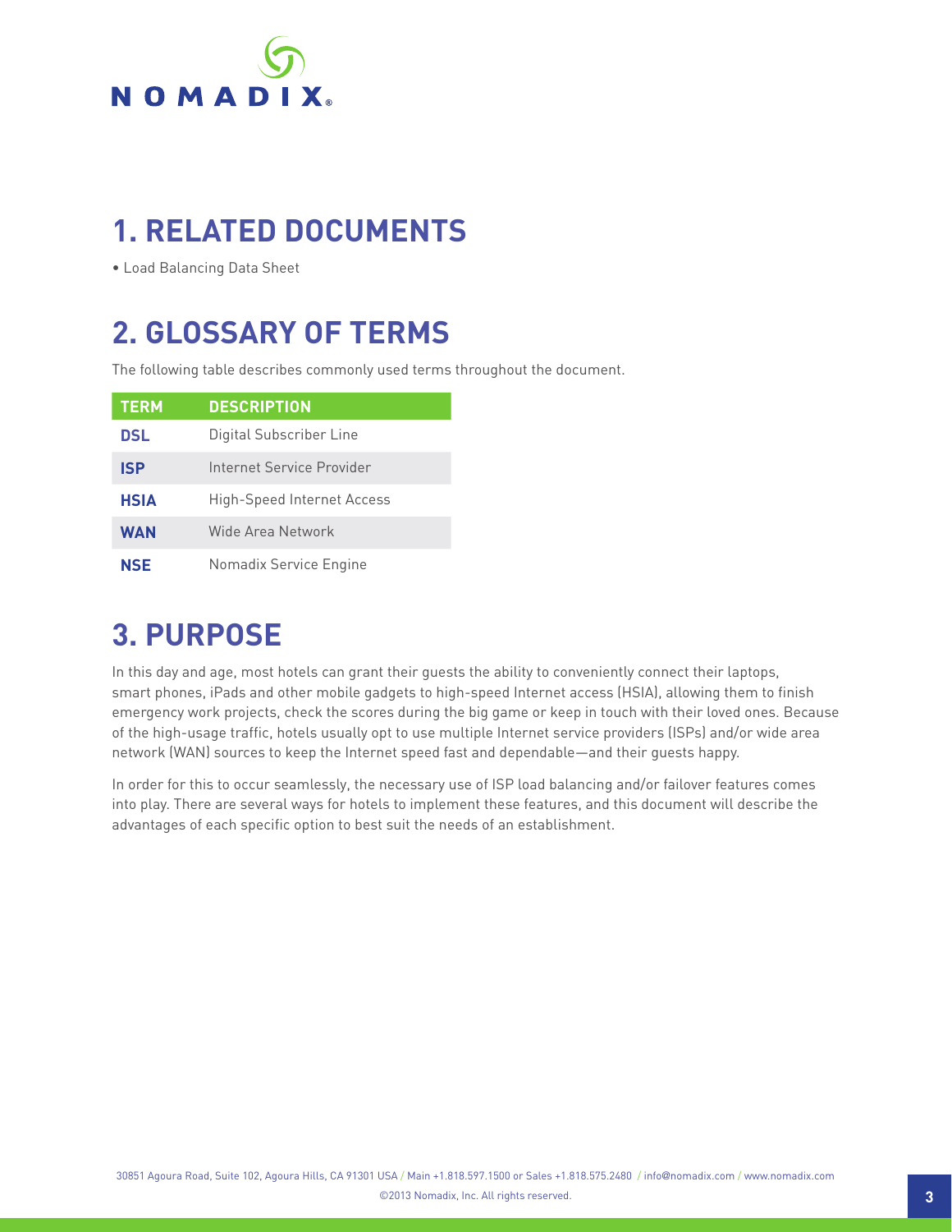# 1. RELATED DOCUMENTS

- Load Balancing Data Sheet

# 2. GLOSSARY OF TERMS

The following table describes commonly used terms throughout the document.

| TERM | DESCRIPTION |
|---|---|
| **DSL** | Digital Subscriber Line |
| **ISP** | Internet Service Provider |
| **HSIA** | High-Speed Internet Access |
| **WAN** | Wide Area Network |
| **NSE** | Nomadix Service Engine |

# 3. PURPOSE

In this day and age, most hotels can grant their guests the ability to conveniently connect their laptops, smart phones, iPads and other mobile gadgets to high-speed Internet access (HSIA), allowing them to finish emergency work projects, check the scores during the big game or keep in touch with their loved ones. Because of the high-usage traffic, hotels usually opt to use multiple Internet service providers (ISPs) and/or wide area network (WAN) sources to keep the Internet speed fast and dependable—and their guests happy.

In order for this to occur seamlessly, the necessary use of ISP load balancing and/or failover features comes into play. There are several ways for hotels to implement these features, and this document will describe the advantages of each specific option to best suit the needs of an establishment.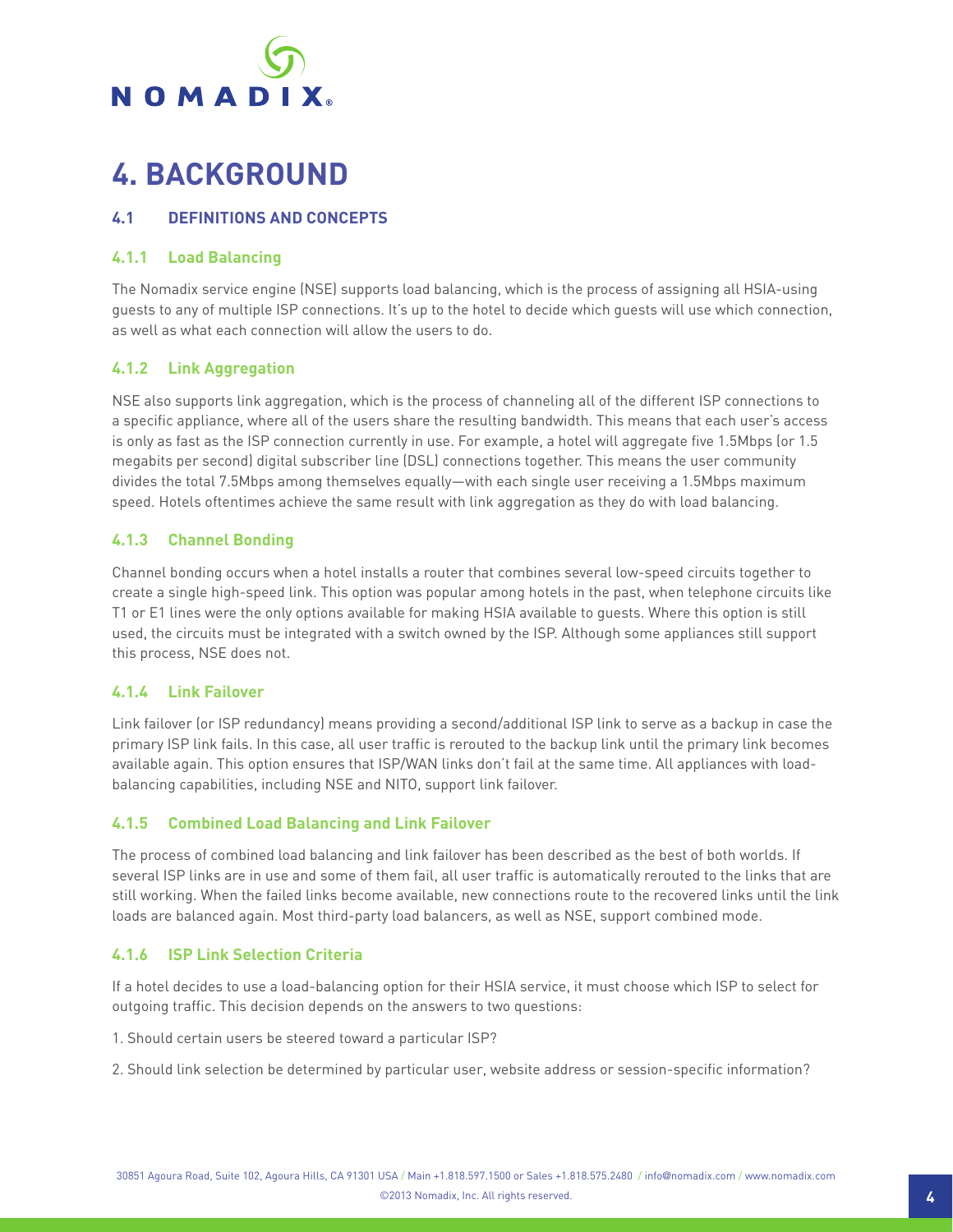# 4. BACKGROUND

## 4.1 DEFINITIONS AND CONCEPTS

### 4.1.1 Load Balancing

The Nomadix service engine (NSE) supports load balancing, which is the process of assigning all HSIA-using guests to any of multiple ISP connections. It's up to the hotel to decide which guests will use which connection, as well as what each connection will allow the users to do.

### 4.1.2 Link Aggregation

NSE also supports link aggregation, which is the process of channeling all of the different ISP connections to a specific appliance, where all of the users share the resulting bandwidth. This means that each user's access is only as fast as the ISP connection currently in use. For example, a hotel will aggregate five 1.5Mbps (or 1.5 megabits per second) digital subscriber line (DSL) connections together. This means the user community divides the total 7.5Mbps among themselves equally—with each single user receiving a 1.5Mbps maximum speed. Hotels oftentimes achieve the same result with link aggregation as they do with load balancing.

### 4.1.3 Channel Bonding

Channel bonding occurs when a hotel installs a router that combines several low-speed circuits together to create a single high-speed link. This option was popular among hotels in the past, when telephone circuits like T1 or E1 lines were the only options available for making HSIA available to guests. Where this option is still used, the circuits must be integrated with a switch owned by the ISP. Although some appliances still support this process, NSE does not.

### 4.1.4 Link Failover

Link failover (or ISP redundancy) means providing a second/additional ISP link to serve as a backup in case the primary ISP link fails. In this case, all user traffic is rerouted to the backup link until the primary link becomes available again. This option ensures that ISP/WAN links don't fail at the same time. All appliances with load-balancing capabilities, including NSE and NITO, support link failover.

### 4.1.5 Combined Load Balancing and Link Failover

The process of combined load balancing and link failover has been described as the best of both worlds. If several ISP links are in use and some of them fail, all user traffic is automatically rerouted to the links that are still working. When the failed links become available, new connections route to the recovered links until the link loads are balanced again. Most third-party load balancers, as well as NSE, support combined mode.

### 4.1.6 ISP Link Selection Criteria

If a hotel decides to use a load-balancing option for their HSIA service, it must choose which ISP to select for outgoing traffic. This decision depends on the answers to two questions:

1. Should certain users be steered toward a particular ISP?

2. Should link selection be determined by particular user, website address or session-specific information?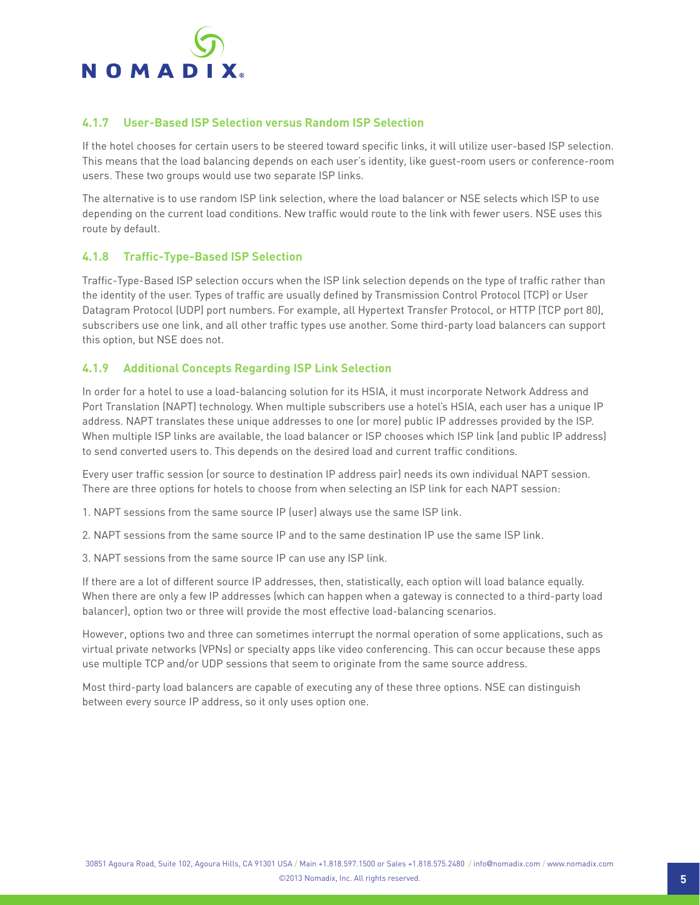### 4.1.7 User-Based ISP Selection versus Random ISP Selection

If the hotel chooses for certain users to be steered toward specific links, it will utilize user-based ISP selection. This means that the load balancing depends on each user's identity, like guest-room users or conference-room users. These two groups would use two separate ISP links.

The alternative is to use random ISP link selection, where the load balancer or NSE selects which ISP to use depending on the current load conditions. New traffic would route to the link with fewer users. NSE uses this route by default.

### 4.1.8 Traffic-Type-Based ISP Selection

Traffic-Type-Based ISP selection occurs when the ISP link selection depends on the type of traffic rather than the identity of the user. Types of traffic are usually defined by Transmission Control Protocol (TCP) or User Datagram Protocol (UDP) port numbers. For example, all Hypertext Transfer Protocol, or HTTP (TCP port 80), subscribers use one link, and all other traffic types use another. Some third-party load balancers can support this option, but NSE does not.

### 4.1.9 Additional Concepts Regarding ISP Link Selection

In order for a hotel to use a load-balancing solution for its HSIA, it must incorporate Network Address and Port Translation (NAPT) technology. When multiple subscribers use a hotel's HSIA, each user has a unique IP address. NAPT translates these unique addresses to one (or more) public IP addresses provided by the ISP. When multiple ISP links are available, the load balancer or ISP chooses which ISP link (and public IP address) to send converted users to. This depends on the desired load and current traffic conditions.

Every user traffic session (or source to destination IP address pair) needs its own individual NAPT session. There are three options for hotels to choose from when selecting an ISP link for each NAPT session:

1. NAPT sessions from the same source IP (user) always use the same ISP link.

2. NAPT sessions from the same source IP and to the same destination IP use the same ISP link.

3. NAPT sessions from the same source IP can use any ISP link.

If there are a lot of different source IP addresses, then, statistically, each option will load balance equally. When there are only a few IP addresses (which can happen when a gateway is connected to a third-party load balancer), option two or three will provide the most effective load-balancing scenarios.

However, options two and three can sometimes interrupt the normal operation of some applications, such as virtual private networks (VPNs) or specialty apps like video conferencing. This can occur because these apps use multiple TCP and/or UDP sessions that seem to originate from the same source address.

Most third-party load balancers are capable of executing any of these three options. NSE can distinguish between every source IP address, so it only uses option one.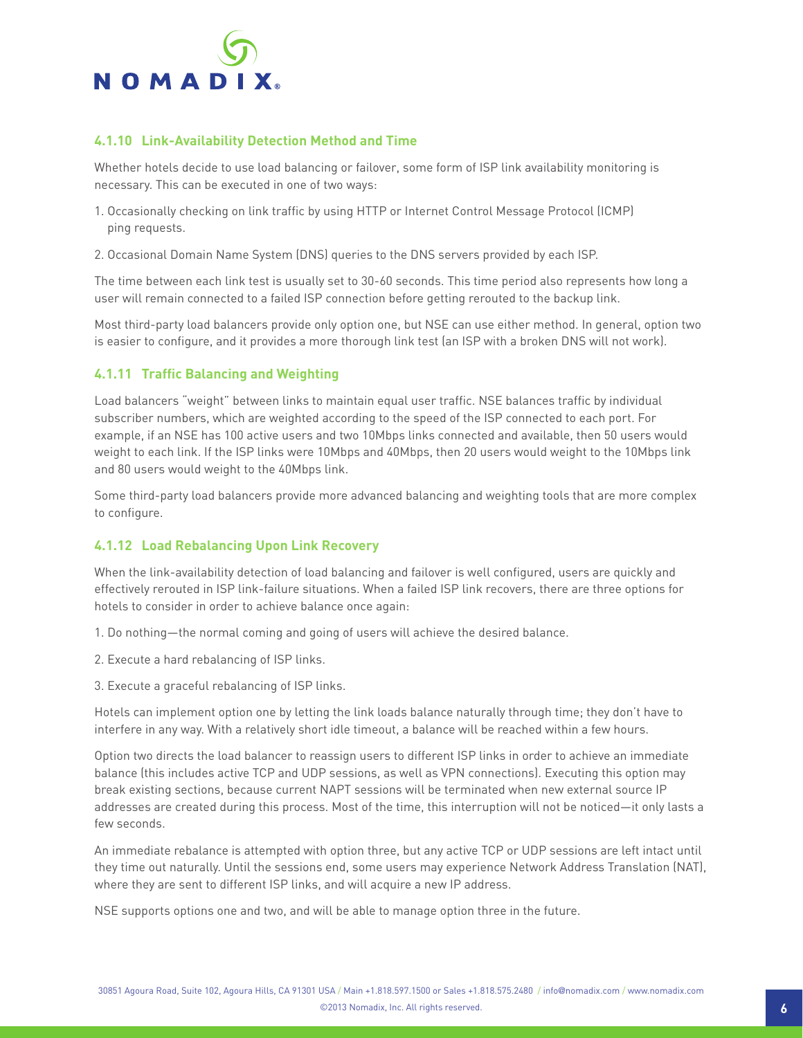### 4.1.10 Link-Availability Detection Method and Time

Whether hotels decide to use load balancing or failover, some form of ISP link availability monitoring is necessary. This can be executed in one of two ways:

1. Occasionally checking on link traffic by using HTTP or Internet Control Message Protocol (ICMP) ping requests.

2. Occasional Domain Name System (DNS) queries to the DNS servers provided by each ISP.

The time between each link test is usually set to 30-60 seconds. This time period also represents how long a user will remain connected to a failed ISP connection before getting rerouted to the backup link.

Most third-party load balancers provide only option one, but NSE can use either method. In general, option two is easier to configure, and it provides a more thorough link test (an ISP with a broken DNS will not work).

### 4.1.11 Traffic Balancing and Weighting

Load balancers "weight" between links to maintain equal user traffic. NSE balances traffic by individual subscriber numbers, which are weighted according to the speed of the ISP connected to each port. For example, if an NSE has 100 active users and two 10Mbps links connected and available, then 50 users would weight to each link. If the ISP links were 10Mbps and 40Mbps, then 20 users would weight to the 10Mbps link and 80 users would weight to the 40Mbps link.

Some third-party load balancers provide more advanced balancing and weighting tools that are more complex to configure.

### 4.1.12 Load Rebalancing Upon Link Recovery

When the link-availability detection of load balancing and failover is well configured, users are quickly and effectively rerouted in ISP link-failure situations. When a failed ISP link recovers, there are three options for hotels to consider in order to achieve balance once again:

1. Do nothing—the normal coming and going of users will achieve the desired balance.

2. Execute a hard rebalancing of ISP links.

3. Execute a graceful rebalancing of ISP links.

Hotels can implement option one by letting the link loads balance naturally through time; they don't have to interfere in any way. With a relatively short idle timeout, a balance will be reached within a few hours.

Option two directs the load balancer to reassign users to different ISP links in order to achieve an immediate balance (this includes active TCP and UDP sessions, as well as VPN connections). Executing this option may break existing sections, because current NAPT sessions will be terminated when new external source IP addresses are created during this process. Most of the time, this interruption will not be noticed—it only lasts a few seconds.

An immediate rebalance is attempted with option three, but any active TCP or UDP sessions are left intact until they time out naturally. Until the sessions end, some users may experience Network Address Translation (NAT), where they are sent to different ISP links, and will acquire a new IP address.

NSE supports options one and two, and will be able to manage option three in the future.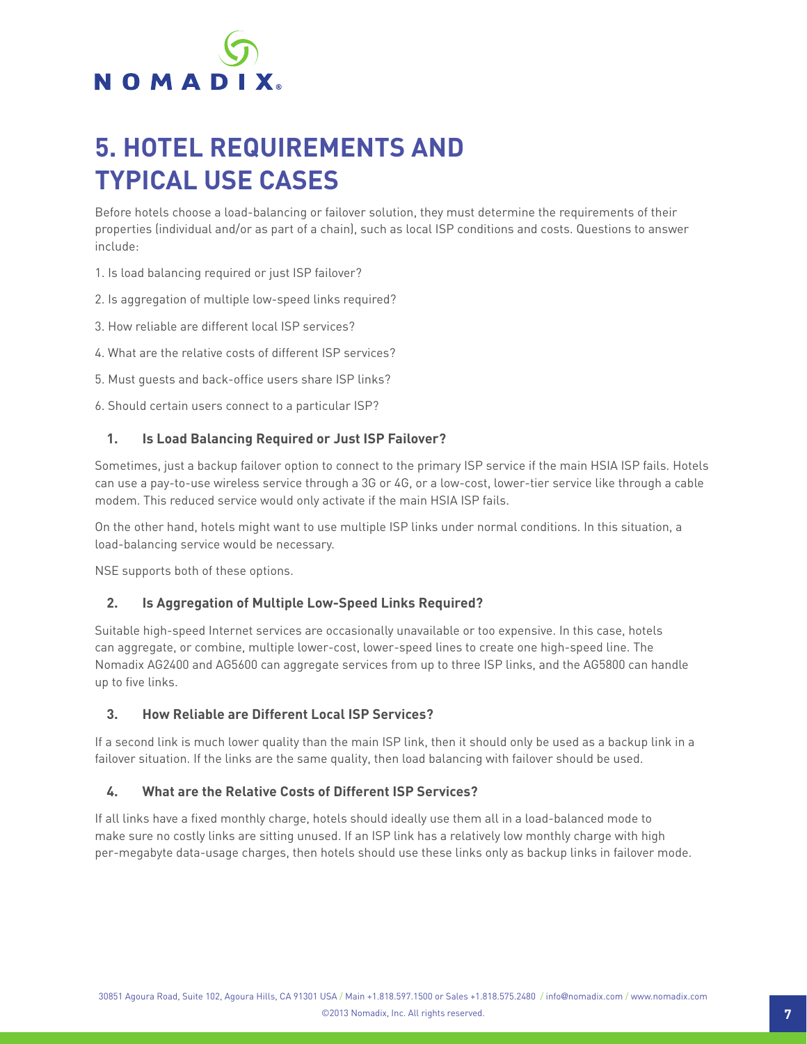# 5. HOTEL REQUIREMENTS AND TYPICAL USE CASES

Before hotels choose a load-balancing or failover solution, they must determine the requirements of their properties (individual and/or as part of a chain), such as local ISP conditions and costs. Questions to answer include:

1. Is load balancing required or just ISP failover?
2. Is aggregation of multiple low-speed links required?
3. How reliable are different local ISP services?
4. What are the relative costs of different ISP services?
5. Must guests and back-office users share ISP links?
6. Should certain users connect to a particular ISP?

### 1. Is Load Balancing Required or Just ISP Failover?

Sometimes, just a backup failover option to connect to the primary ISP service if the main HSIA ISP fails. Hotels can use a pay-to-use wireless service through a 3G or 4G, or a low-cost, lower-tier service like through a cable modem. This reduced service would only activate if the main HSIA ISP fails.

On the other hand, hotels might want to use multiple ISP links under normal conditions. In this situation, a load-balancing service would be necessary.

NSE supports both of these options.

### 2. Is Aggregation of Multiple Low-Speed Links Required?

Suitable high-speed Internet services are occasionally unavailable or too expensive. In this case, hotels can aggregate, or combine, multiple lower-cost, lower-speed lines to create one high-speed line. The Nomadix AG2400 and AG5600 can aggregate services from up to three ISP links, and the AG5800 can handle up to five links.

### 3. How Reliable are Different Local ISP Services?

If a second link is much lower quality than the main ISP link, then it should only be used as a backup link in a failover situation. If the links are the same quality, then load balancing with failover should be used.

### 4. What are the Relative Costs of Different ISP Services?

If all links have a fixed monthly charge, hotels should ideally use them all in a load-balanced mode to make sure no costly links are sitting unused. If an ISP link has a relatively low monthly charge with high per-megabyte data-usage charges, then hotels should use these links only as backup links in failover mode.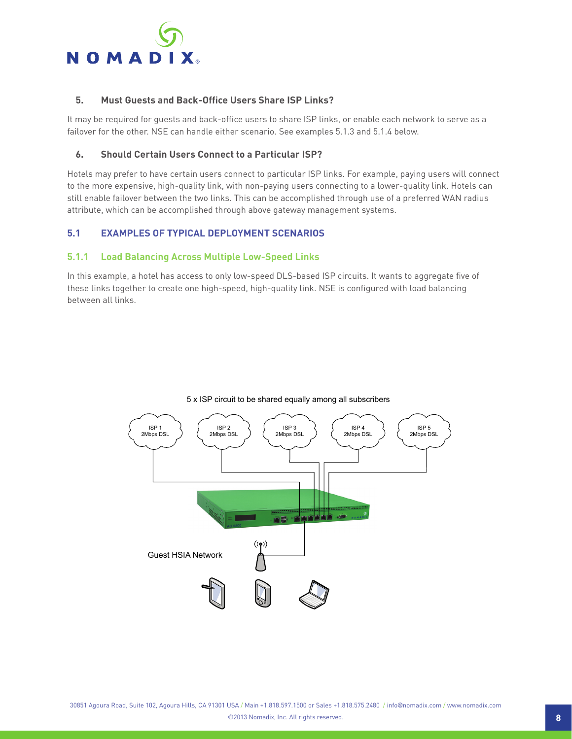### 5. Must Guests and Back-Office Users Share ISP Links?

It may be required for guests and back-office users to share ISP links, or enable each network to serve as a failover for the other. NSE can handle either scenario. See examples 5.1.3 and 5.1.4 below.

### 6. Should Certain Users Connect to a Particular ISP?

Hotels may prefer to have certain users connect to particular ISP links. For example, paying users will connect to the more expensive, high-quality link, with non-paying users connecting to a lower-quality link. Hotels can still enable failover between the two links. This can be accomplished through use of a preferred WAN radius attribute, which can be accomplished through above gateway management systems.

## 5.1 EXAMPLES OF TYPICAL DEPLOYMENT SCENARIOS

### 5.1.1 Load Balancing Across Multiple Low-Speed Links

In this example, a hotel has access to only low-speed DLS-based ISP circuits. It wants to aggregate five of these links together to create one high-speed, high-quality link. NSE is configured with load balancing between all links.

5 x ISP circuit to be shared equally among all subscribers

ISP 1 2Mbps DSL | ISP 2 2Mbps DSL | ISP 3 2Mbps DSL | ISP 4 2Mbps DSL | ISP 5 2Mbps DSL

Guest HSIA Network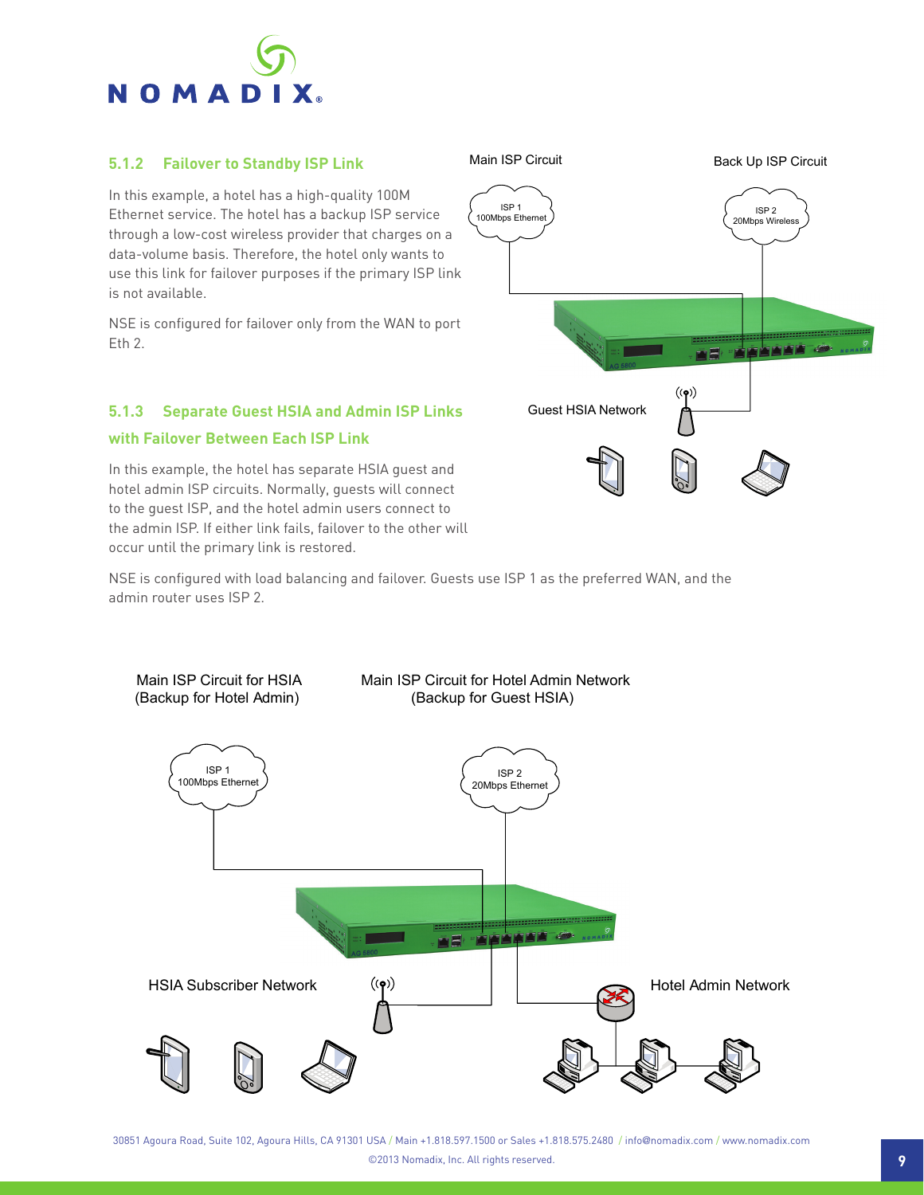### 5.1.2 Failover to Standby ISP Link

In this example, a hotel has a high-quality 100M Ethernet service. The hotel has a backup ISP service through a low-cost wireless provider that charges on a data-volume basis. Therefore, the hotel only wants to use this link for failover purposes if the primary ISP link is not available.

NSE is configured for failover only from the WAN to port Eth 2.

Main ISP Circuit

Back Up ISP Circuit

ISP 1
100Mbps Ethernet

ISP 2
20Mbps Wireless

Guest HSIA Network

### 5.1.3 Separate Guest HSIA and Admin ISP Links with Failover Between Each ISP Link

In this example, the hotel has separate HSIA guest and hotel admin ISP circuits. Normally, guests will connect to the guest ISP, and the hotel admin users connect to the admin ISP. If either link fails, failover to the other will occur until the primary link is restored.

NSE is configured with load balancing and failover. Guests use ISP 1 as the preferred WAN, and the admin router uses ISP 2.

Main ISP Circuit for HSIA
(Backup for Hotel Admin)

Main ISP Circuit for Hotel Admin Network
(Backup for Guest HSIA)

ISP 1
100Mbps Ethernet

ISP 2
20Mbps Ethernet

HSIA Subscriber Network

Hotel Admin Network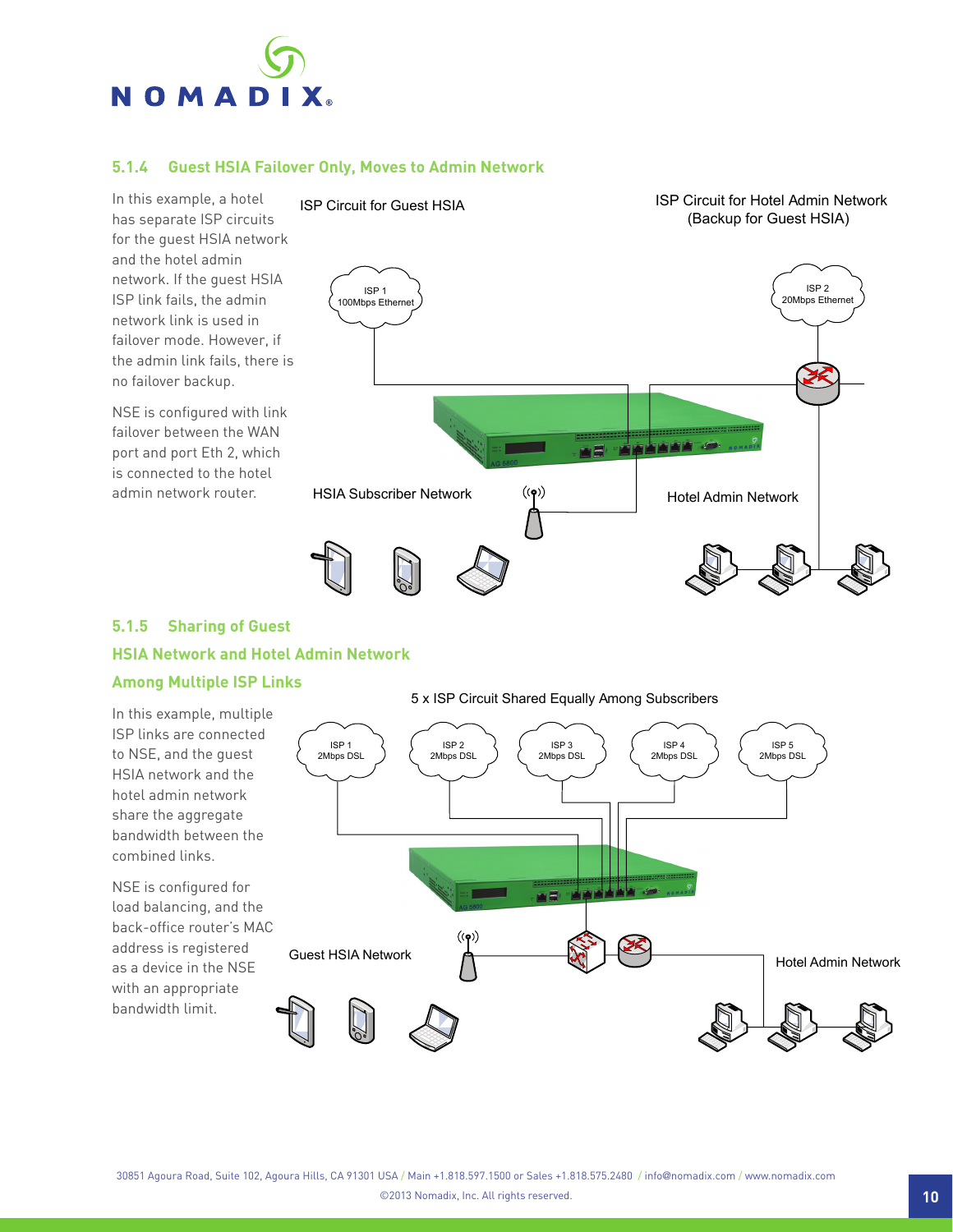### 5.1.4 Guest HSIA Failover Only, Moves to Admin Network

In this example, a hotel has separate ISP circuits for the guest HSIA network and the hotel admin network. If the guest HSIA ISP link fails, the admin network link is used in failover mode. However, if the admin link fails, there is no failover backup.

NSE is configured with link failover between the WAN port and port Eth 2, which is connected to the hotel admin network router.

ISP Circuit for Guest HSIA

ISP Circuit for Hotel Admin Network (Backup for Guest HSIA)

ISP 1 100Mbps Ethernet

ISP 2 20Mbps Ethernet

HSIA Subscriber Network

Hotel Admin Network

### 5.1.5 Sharing of Guest HSIA Network and Hotel Admin Network Among Multiple ISP Links

In this example, multiple ISP links are connected to NSE, and the guest HSIA network and the hotel admin network share the aggregate bandwidth between the combined links.

NSE is configured for load balancing, and the back-office router's MAC address is registered as a device in the NSE with an appropriate bandwidth limit.

5 x ISP Circuit Shared Equally Among Subscribers

ISP 1 2Mbps DSL

ISP 2 2Mbps DSL

ISP 3 2Mbps DSL

ISP 4 2Mbps DSL

ISP 5 2Mbps DSL

Guest HSIA Network

Hotel Admin Network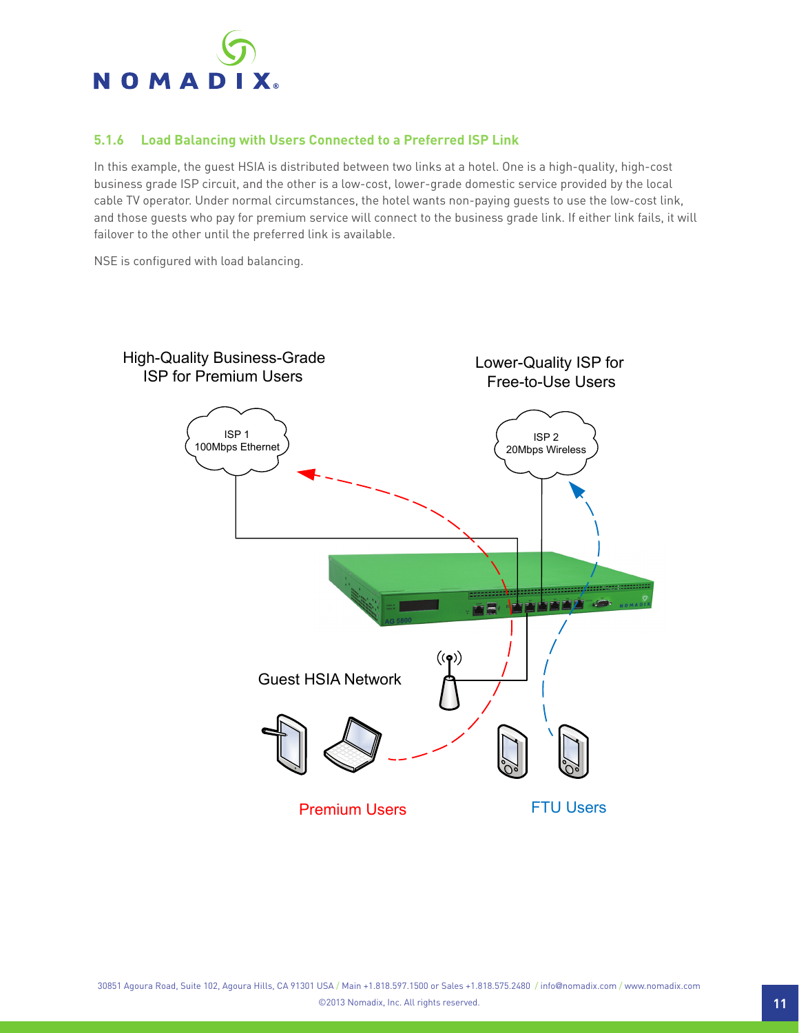### 5.1.6 Load Balancing with Users Connected to a Preferred ISP Link

In this example, the guest HSIA is distributed between two links at a hotel. One is a high-quality, high-cost business grade ISP circuit, and the other is a low-cost, lower-grade domestic service provided by the local cable TV operator. Under normal circumstances, the hotel wants non-paying guests to use the low-cost link, and those guests who pay for premium service will connect to the business grade link. If either link fails, it will failover to the other until the preferred link is available.

NSE is configured with load balancing.

High-Quality Business-Grade ISP for Premium Users

ISP 1
100Mbps Ethernet

Lower-Quality ISP for Free-to-Use Users

ISP 2
20Mbps Wireless

Guest HSIA Network

Premium Users

FTU Users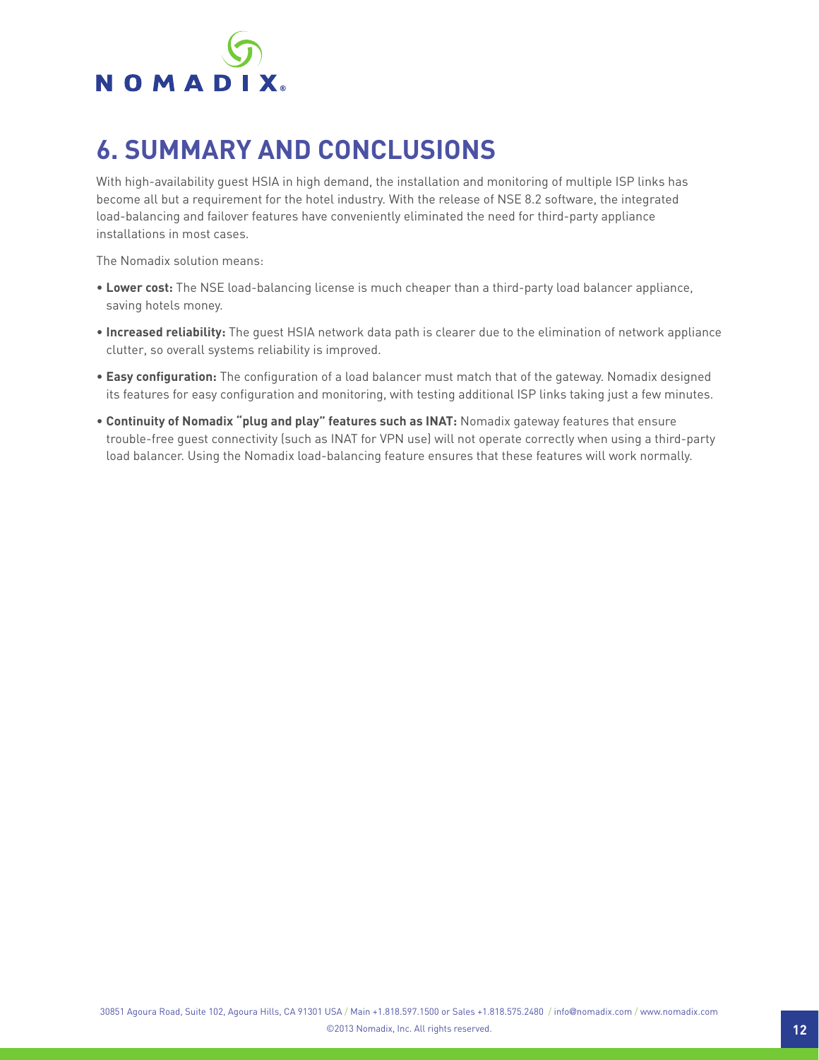## 6. SUMMARY AND CONCLUSIONS

With high-availability guest HSIA in high demand, the installation and monitoring of multiple ISP links has become all but a requirement for the hotel industry. With the release of NSE 8.2 software, the integrated load-balancing and failover features have conveniently eliminated the need for third-party appliance installations in most cases.

The Nomadix solution means:

- **Lower cost:** The NSE load-balancing license is much cheaper than a third-party load balancer appliance, saving hotels money.
- **Increased reliability:** The guest HSIA network data path is clearer due to the elimination of network appliance clutter, so overall systems reliability is improved.
- **Easy configuration:** The configuration of a load balancer must match that of the gateway. Nomadix designed its features for easy configuration and monitoring, with testing additional ISP links taking just a few minutes.
- **Continuity of Nomadix "plug and play" features such as INAT:** Nomadix gateway features that ensure trouble-free guest connectivity (such as INAT for VPN use) will not operate correctly when using a third-party load balancer. Using the Nomadix load-balancing feature ensures that these features will work normally.